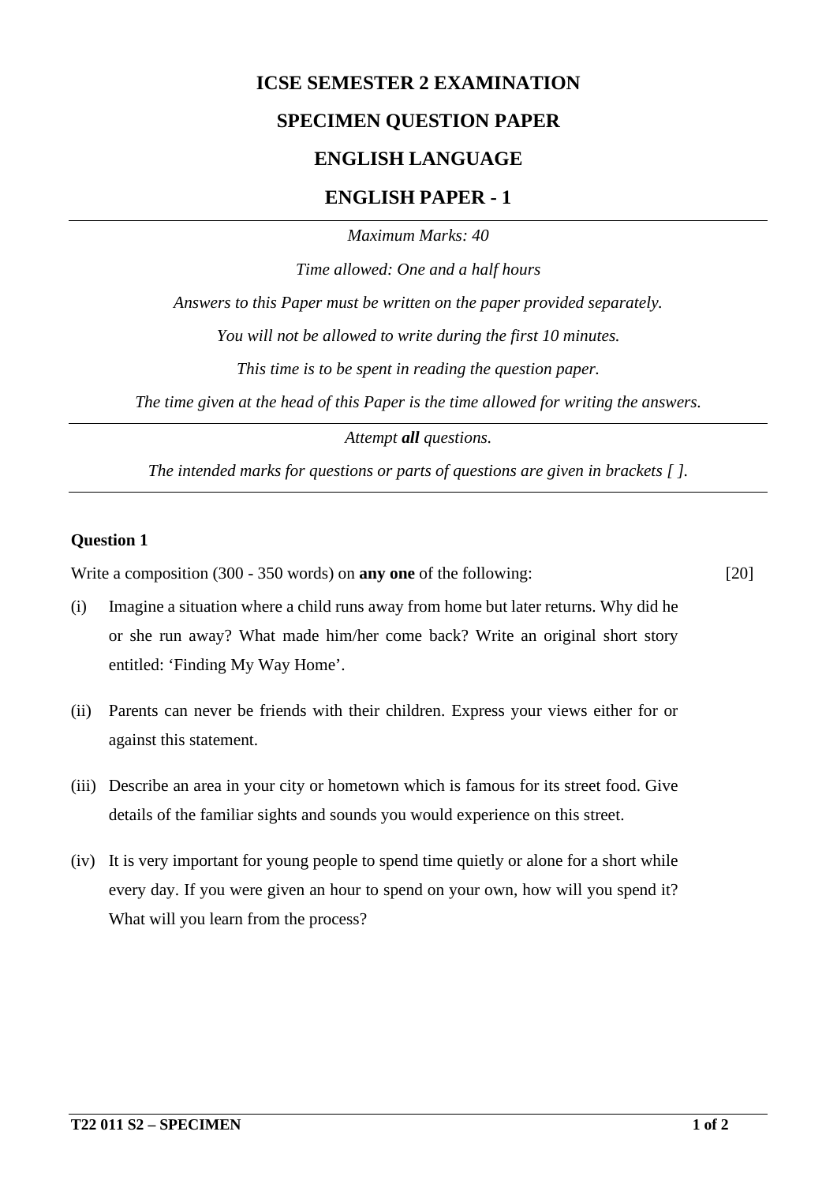# ICSE SEMESTER 2 EXAMINATION

## SPECIMEN QUESTION PAPER

## ENGLISH LANGUAGE

## ENGLISH PAPER - 1

---

*Maximum Marks: 40*

*Time allowed: One and a half hours*

*Answers to this Paper must be written on the paper provided separately.*

*You will not be allowed to write during the first 10 minutes.*

*This time is to be spent in reading the question paper.*

*The time given at the head of this Paper is the time allowed for writing the answers.*

---

*Attempt **all** questions.*

*The intended marks for questions or parts of questions are given in brackets [ ].*

---

**Question 1**

Write a composition (300 - 350 words) on **any one** of the following: [20]

(i) Imagine a situation where a child runs away from home but later returns. Why did he or she run away? What made him/her come back? Write an original short story entitled: 'Finding My Way Home'.

(ii) Parents can never be friends with their children. Express your views either for or against this statement.

(iii) Describe an area in your city or hometown which is famous for its street food. Give details of the familiar sights and sounds you would experience on this street.

(iv) It is very important for young people to spend time quietly or alone for a short while every day. If you were given an hour to spend on your own, how will you spend it? What will you learn from the process?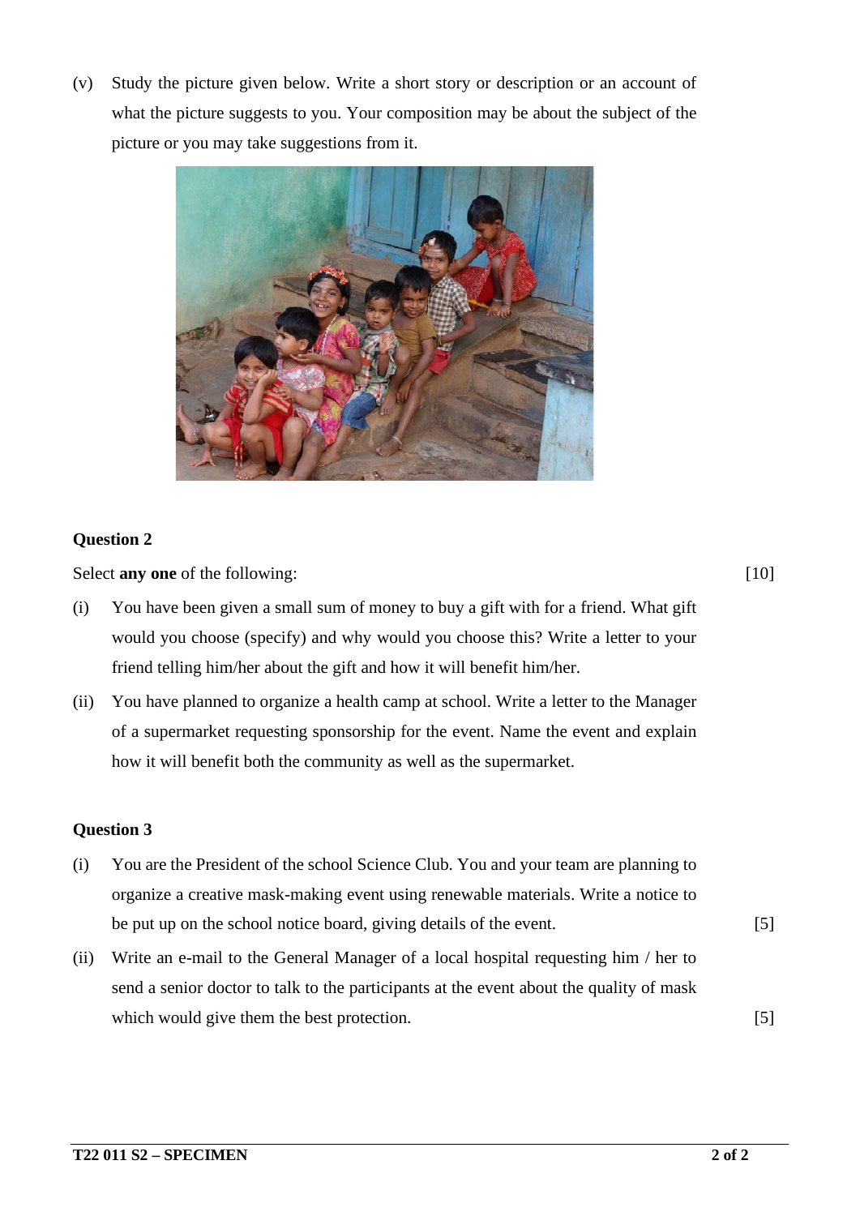(v) Study the picture given below. Write a short story or description or an account of what the picture suggests to you. Your composition may be about the subject of the picture or you may take suggestions from it.

### Question 2

Select **any one** of the following: [10]

(i) You have been given a small sum of money to buy a gift with for a friend. What gift would you choose (specify) and why would you choose this? Write a letter to your friend telling him/her about the gift and how it will benefit him/her.

(ii) You have planned to organize a health camp at school. Write a letter to the Manager of a supermarket requesting sponsorship for the event. Name the event and explain how it will benefit both the community as well as the supermarket.

### Question 3

(i) You are the President of the school Science Club. You and your team are planning to organize a creative mask-making event using renewable materials. Write a notice to be put up on the school notice board, giving details of the event. [5]

(ii) Write an e-mail to the General Manager of a local hospital requesting him / her to send a senior doctor to talk to the participants at the event about the quality of mask which would give them the best protection. [5]